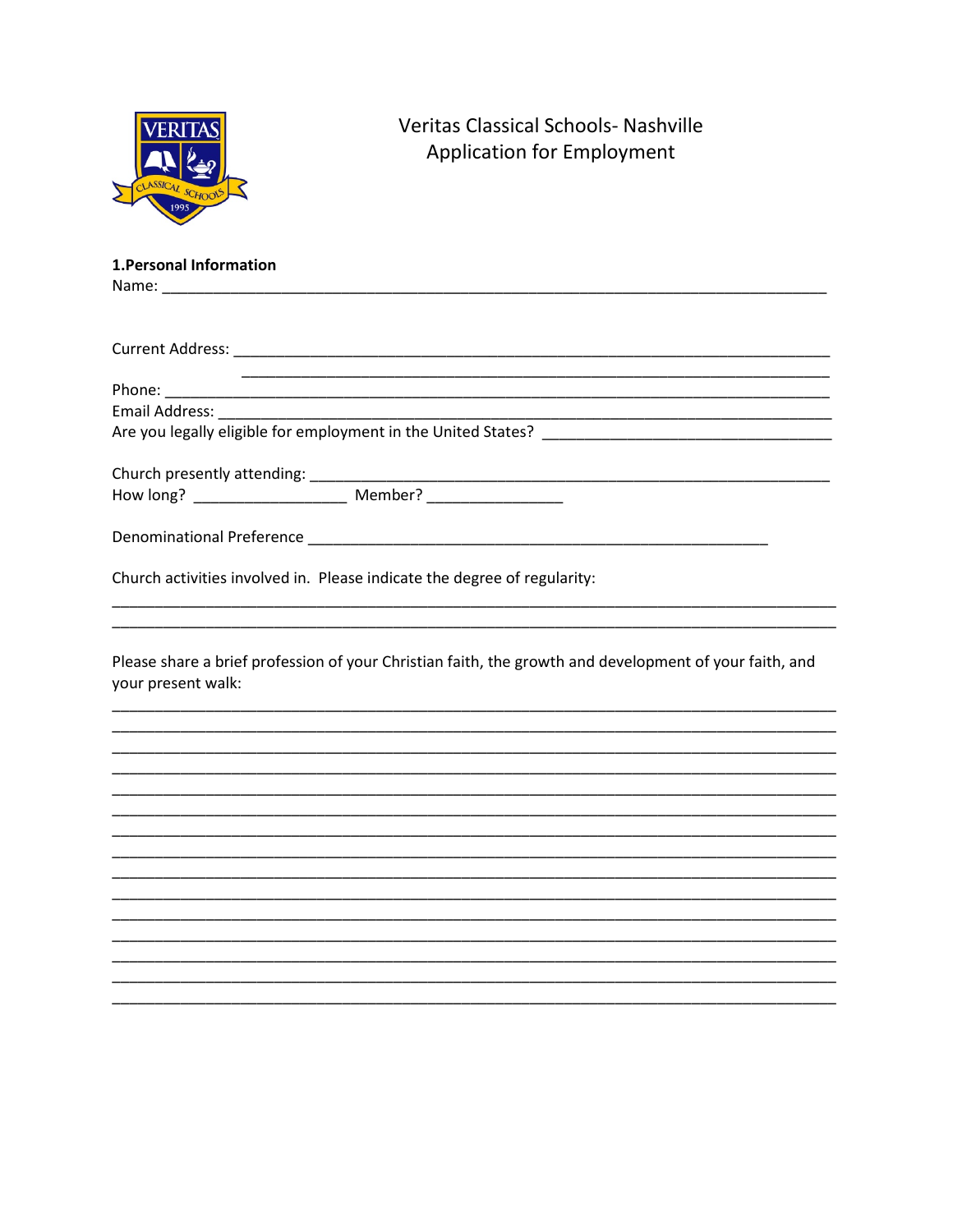# Veritas Classical Schools- Nashville
## Application for Employment

**1.Personal Information**

Name: ______________________________________________________________________________

Current Address: ______________________________________________________________________

______________________________________________________________________

Phone: ________________________________________________________________________________

Email Address: _________________________________________________________________________

Are you legally eligible for employment in the United States? _________________________________

Church presently attending: ______________________________________________________________

How long? __________________ Member? ________________

Denominational Preference _______________________________________________________

Church activities involved in. Please indicate the degree of regularity:

_____________________________________________________________________________________

_____________________________________________________________________________________

Please share a brief profession of your Christian faith, the growth and development of your faith, and your present walk:

_____________________________________________________________________________________

_____________________________________________________________________________________

_____________________________________________________________________________________

_____________________________________________________________________________________

_____________________________________________________________________________________

_____________________________________________________________________________________

_____________________________________________________________________________________

_____________________________________________________________________________________

_____________________________________________________________________________________

_____________________________________________________________________________________

_____________________________________________________________________________________

_____________________________________________________________________________________

_____________________________________________________________________________________

_____________________________________________________________________________________

_____________________________________________________________________________________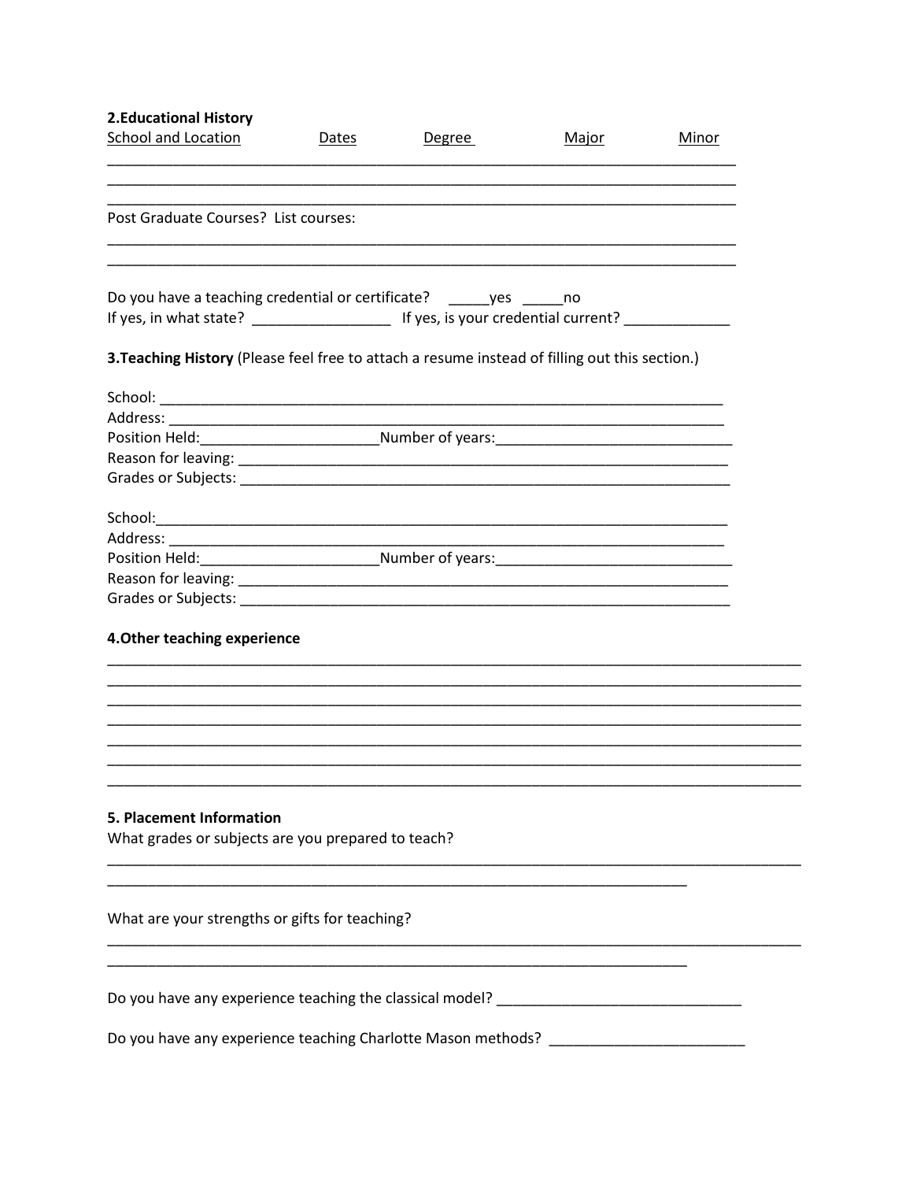**2.Educational History**

| School and Location | Dates | Degree | Major | Minor |
|---|---|---|---|---|
| | | | | |
| | | | | |
| | | | | |

Post Graduate Courses? List courses:

\_\_\_\_\_\_\_\_\_\_\_\_\_\_\_\_\_\_\_\_\_\_\_\_\_\_\_\_\_\_\_\_\_\_\_\_\_\_\_\_\_\_\_\_\_\_\_\_\_\_\_\_\_\_\_\_\_\_\_\_\_\_\_\_\_\_\_\_\_\_\_\_\_\_\_\_

\_\_\_\_\_\_\_\_\_\_\_\_\_\_\_\_\_\_\_\_\_\_\_\_\_\_\_\_\_\_\_\_\_\_\_\_\_\_\_\_\_\_\_\_\_\_\_\_\_\_\_\_\_\_\_\_\_\_\_\_\_\_\_\_\_\_\_\_\_\_\_\_\_\_\_\_

Do you have a teaching credential or certificate? \_\_\_\_\_yes \_\_\_\_\_no

If yes, in what state? \_\_\_\_\_\_\_\_\_\_\_\_\_\_\_\_\_ If yes, is your credential current? \_\_\_\_\_\_\_\_\_\_\_\_\_

**3.Teaching History** (Please feel free to attach a resume instead of filling out this section.)

School: \_\_\_\_\_\_\_\_\_\_\_\_\_\_\_\_\_\_\_\_\_\_\_\_\_\_\_\_\_\_\_\_\_\_\_\_\_\_\_\_\_\_\_\_\_\_\_\_\_\_\_\_\_\_\_\_\_\_\_\_\_\_\_\_\_\_

Address: \_\_\_\_\_\_\_\_\_\_\_\_\_\_\_\_\_\_\_\_\_\_\_\_\_\_\_\_\_\_\_\_\_\_\_\_\_\_\_\_\_\_\_\_\_\_\_\_\_\_\_\_\_\_\_\_\_\_\_\_\_\_\_\_\_

Position Held:\_\_\_\_\_\_\_\_\_\_\_\_\_\_\_\_\_\_\_\_\_\_Number of years:\_\_\_\_\_\_\_\_\_\_\_\_\_\_\_\_\_\_\_\_\_\_\_\_\_\_\_\_\_

Reason for leaving: \_\_\_\_\_\_\_\_\_\_\_\_\_\_\_\_\_\_\_\_\_\_\_\_\_\_\_\_\_\_\_\_\_\_\_\_\_\_\_\_\_\_\_\_\_\_\_\_\_\_\_\_\_\_\_\_\_\_\_\_

Grades or Subjects: \_\_\_\_\_\_\_\_\_\_\_\_\_\_\_\_\_\_\_\_\_\_\_\_\_\_\_\_\_\_\_\_\_\_\_\_\_\_\_\_\_\_\_\_\_\_\_\_\_\_\_\_\_\_\_\_\_\_\_\_

School:\_\_\_\_\_\_\_\_\_\_\_\_\_\_\_\_\_\_\_\_\_\_\_\_\_\_\_\_\_\_\_\_\_\_\_\_\_\_\_\_\_\_\_\_\_\_\_\_\_\_\_\_\_\_\_\_\_\_\_\_\_\_\_\_\_\_\_

Address: \_\_\_\_\_\_\_\_\_\_\_\_\_\_\_\_\_\_\_\_\_\_\_\_\_\_\_\_\_\_\_\_\_\_\_\_\_\_\_\_\_\_\_\_\_\_\_\_\_\_\_\_\_\_\_\_\_\_\_\_\_\_\_\_\_

Position Held:\_\_\_\_\_\_\_\_\_\_\_\_\_\_\_\_\_\_\_\_\_\_Number of years:\_\_\_\_\_\_\_\_\_\_\_\_\_\_\_\_\_\_\_\_\_\_\_\_\_\_\_\_\_

Reason for leaving: \_\_\_\_\_\_\_\_\_\_\_\_\_\_\_\_\_\_\_\_\_\_\_\_\_\_\_\_\_\_\_\_\_\_\_\_\_\_\_\_\_\_\_\_\_\_\_\_\_\_\_\_\_\_\_\_\_\_\_\_

Grades or Subjects: \_\_\_\_\_\_\_\_\_\_\_\_\_\_\_\_\_\_\_\_\_\_\_\_\_\_\_\_\_\_\_\_\_\_\_\_\_\_\_\_\_\_\_\_\_\_\_\_\_\_\_\_\_\_\_\_\_\_\_\_

**4.Other teaching experience**

\_\_\_\_\_\_\_\_\_\_\_\_\_\_\_\_\_\_\_\_\_\_\_\_\_\_\_\_\_\_\_\_\_\_\_\_\_\_\_\_\_\_\_\_\_\_\_\_\_\_\_\_\_\_\_\_\_\_\_\_\_\_\_\_\_\_\_\_\_\_\_\_\_\_\_\_\_\_\_\_\_\_\_

\_\_\_\_\_\_\_\_\_\_\_\_\_\_\_\_\_\_\_\_\_\_\_\_\_\_\_\_\_\_\_\_\_\_\_\_\_\_\_\_\_\_\_\_\_\_\_\_\_\_\_\_\_\_\_\_\_\_\_\_\_\_\_\_\_\_\_\_\_\_\_\_\_\_\_\_\_\_\_\_\_\_\_

\_\_\_\_\_\_\_\_\_\_\_\_\_\_\_\_\_\_\_\_\_\_\_\_\_\_\_\_\_\_\_\_\_\_\_\_\_\_\_\_\_\_\_\_\_\_\_\_\_\_\_\_\_\_\_\_\_\_\_\_\_\_\_\_\_\_\_\_\_\_\_\_\_\_\_\_\_\_\_\_\_\_\_

\_\_\_\_\_\_\_\_\_\_\_\_\_\_\_\_\_\_\_\_\_\_\_\_\_\_\_\_\_\_\_\_\_\_\_\_\_\_\_\_\_\_\_\_\_\_\_\_\_\_\_\_\_\_\_\_\_\_\_\_\_\_\_\_\_\_\_\_\_\_\_\_\_\_\_\_\_\_\_\_\_\_\_

\_\_\_\_\_\_\_\_\_\_\_\_\_\_\_\_\_\_\_\_\_\_\_\_\_\_\_\_\_\_\_\_\_\_\_\_\_\_\_\_\_\_\_\_\_\_\_\_\_\_\_\_\_\_\_\_\_\_\_\_\_\_\_\_\_\_\_\_\_\_\_\_\_\_\_\_\_\_\_\_\_\_\_

\_\_\_\_\_\_\_\_\_\_\_\_\_\_\_\_\_\_\_\_\_\_\_\_\_\_\_\_\_\_\_\_\_\_\_\_\_\_\_\_\_\_\_\_\_\_\_\_\_\_\_\_\_\_\_\_\_\_\_\_\_\_\_\_\_\_\_\_\_\_\_\_\_\_\_\_\_\_\_\_\_\_\_

\_\_\_\_\_\_\_\_\_\_\_\_\_\_\_\_\_\_\_\_\_\_\_\_\_\_\_\_\_\_\_\_\_\_\_\_\_\_\_\_\_\_\_\_\_\_\_\_\_\_\_\_\_\_\_\_\_\_\_\_\_\_\_\_\_\_\_\_\_\_\_\_\_\_\_\_\_\_\_\_\_\_\_

**5. Placement Information**

What grades or subjects are you prepared to teach?

\_\_\_\_\_\_\_\_\_\_\_\_\_\_\_\_\_\_\_\_\_\_\_\_\_\_\_\_\_\_\_\_\_\_\_\_\_\_\_\_\_\_\_\_\_\_\_\_\_\_\_\_\_\_\_\_\_\_\_\_\_\_\_\_\_\_\_\_\_\_\_\_\_\_\_\_\_\_\_\_\_\_\_

\_\_\_\_\_\_\_\_\_\_\_\_\_\_\_\_\_\_\_\_\_\_\_\_\_\_\_\_\_\_\_\_\_\_\_\_\_\_\_\_\_\_\_\_\_\_\_\_\_\_\_\_\_\_\_\_\_\_\_\_\_\_\_\_\_\_\_\_\_\_\_\_

What are your strengths or gifts for teaching?

\_\_\_\_\_\_\_\_\_\_\_\_\_\_\_\_\_\_\_\_\_\_\_\_\_\_\_\_\_\_\_\_\_\_\_\_\_\_\_\_\_\_\_\_\_\_\_\_\_\_\_\_\_\_\_\_\_\_\_\_\_\_\_\_\_\_\_\_\_\_\_\_\_\_\_\_\_\_\_\_\_\_\_

\_\_\_\_\_\_\_\_\_\_\_\_\_\_\_\_\_\_\_\_\_\_\_\_\_\_\_\_\_\_\_\_\_\_\_\_\_\_\_\_\_\_\_\_\_\_\_\_\_\_\_\_\_\_\_\_\_\_\_\_\_\_\_\_\_\_\_\_\_\_\_\_

Do you have any experience teaching the classical model? \_\_\_\_\_\_\_\_\_\_\_\_\_\_\_\_\_\_\_\_\_\_\_\_\_\_\_\_\_\_

Do you have any experience teaching Charlotte Mason methods? \_\_\_\_\_\_\_\_\_\_\_\_\_\_\_\_\_\_\_\_\_\_\_\_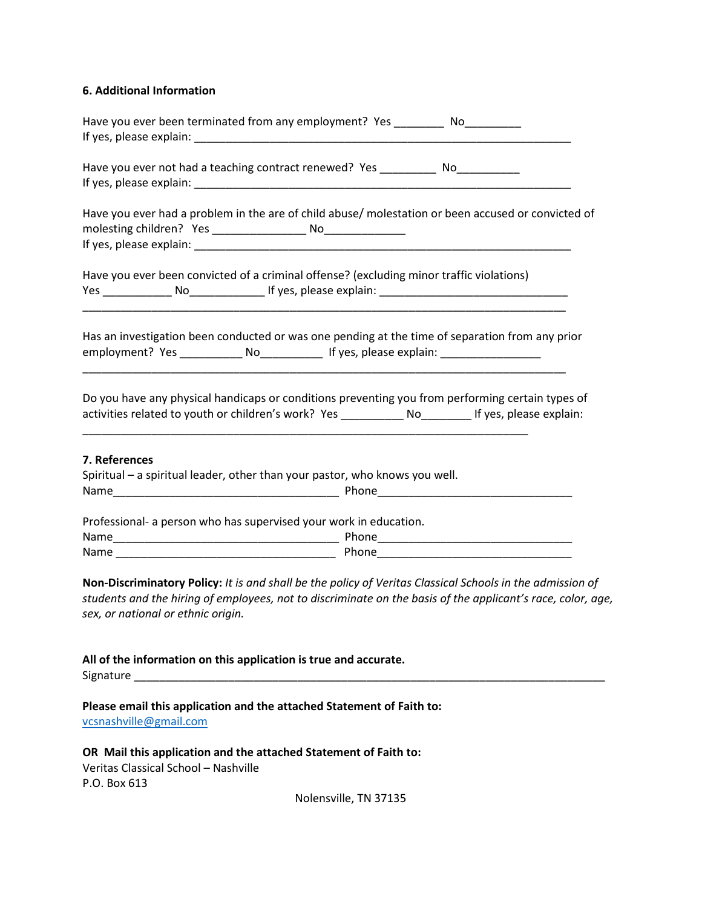### 6. Additional Information

Have you ever been terminated from any employment? Yes ________ No_________
If yes, please explain: _______________________________________________________________

Have you ever not had a teaching contract renewed? Yes _________ No__________
If yes, please explain: _______________________________________________________________

Have you ever had a problem in the are of child abuse/ molestation or been accused or convicted of molesting children? Yes _______________ No_____________
If yes, please explain: _______________________________________________________________

Have you ever been convicted of a criminal offense? (excluding minor traffic violations)
Yes ___________ No____________ If yes, please explain: ______________________________
_____________________________________________________________________________

Has an investigation been conducted or was one pending at the time of separation from any prior employment? Yes __________ No__________ If yes, please explain: ________________
_____________________________________________________________________________

Do you have any physical handicaps or conditions preventing you from performing certain types of activities related to youth or children's work? Yes __________ No________ If yes, please explain:
_________________________________________________________________________

### 7. References

Spiritual – a spiritual leader, other than your pastor, who knows you well.
Name____________________________________ Phone_______________________________

Professional- a person who has supervised your work in education.
Name____________________________________ Phone_______________________________
Name ___________________________________ Phone_______________________________

**Non-Discriminatory Policy:** *It is and shall be the policy of Veritas Classical Schools in the admission of students and the hiring of employees, not to discriminate on the basis of the applicant's race, color, age, sex, or national or ethnic origin.*

**All of the information on this application is true and accurate.**
Signature ____________________________________________________________________________

**Please email this application and the attached Statement of Faith to:**
vcsnashville@gmail.com

**OR Mail this application and the attached Statement of Faith to:**
Veritas Classical School – Nashville
P.O. Box 613
Nolensville, TN 37135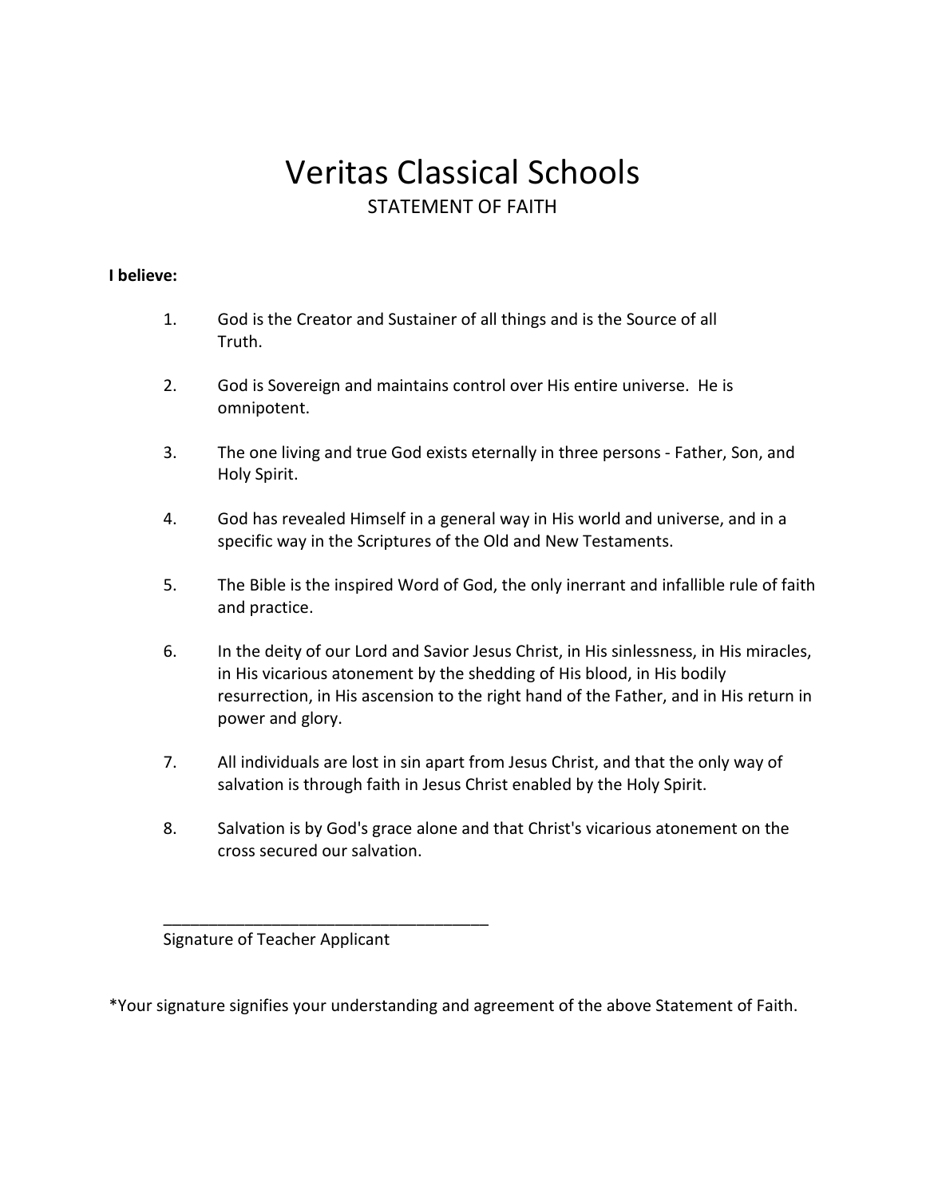# Veritas Classical Schools

## STATEMENT OF FAITH

**I believe:**

1. God is the Creator and Sustainer of all things and is the Source of all Truth.

2. God is Sovereign and maintains control over His entire universe. He is omnipotent.

3. The one living and true God exists eternally in three persons - Father, Son, and Holy Spirit.

4. God has revealed Himself in a general way in His world and universe, and in a specific way in the Scriptures of the Old and New Testaments.

5. The Bible is the inspired Word of God, the only inerrant and infallible rule of faith and practice.

6. In the deity of our Lord and Savior Jesus Christ, in His sinlessness, in His miracles, in His vicarious atonement by the shedding of His blood, in His bodily resurrection, in His ascension to the right hand of the Father, and in His return in power and glory.

7. All individuals are lost in sin apart from Jesus Christ, and that the only way of salvation is through faith in Jesus Christ enabled by the Holy Spirit.

8. Salvation is by God's grace alone and that Christ's vicarious atonement on the cross secured our salvation.

___________________________________

Signature of Teacher Applicant

*Your signature signifies your understanding and agreement of the above Statement of Faith.